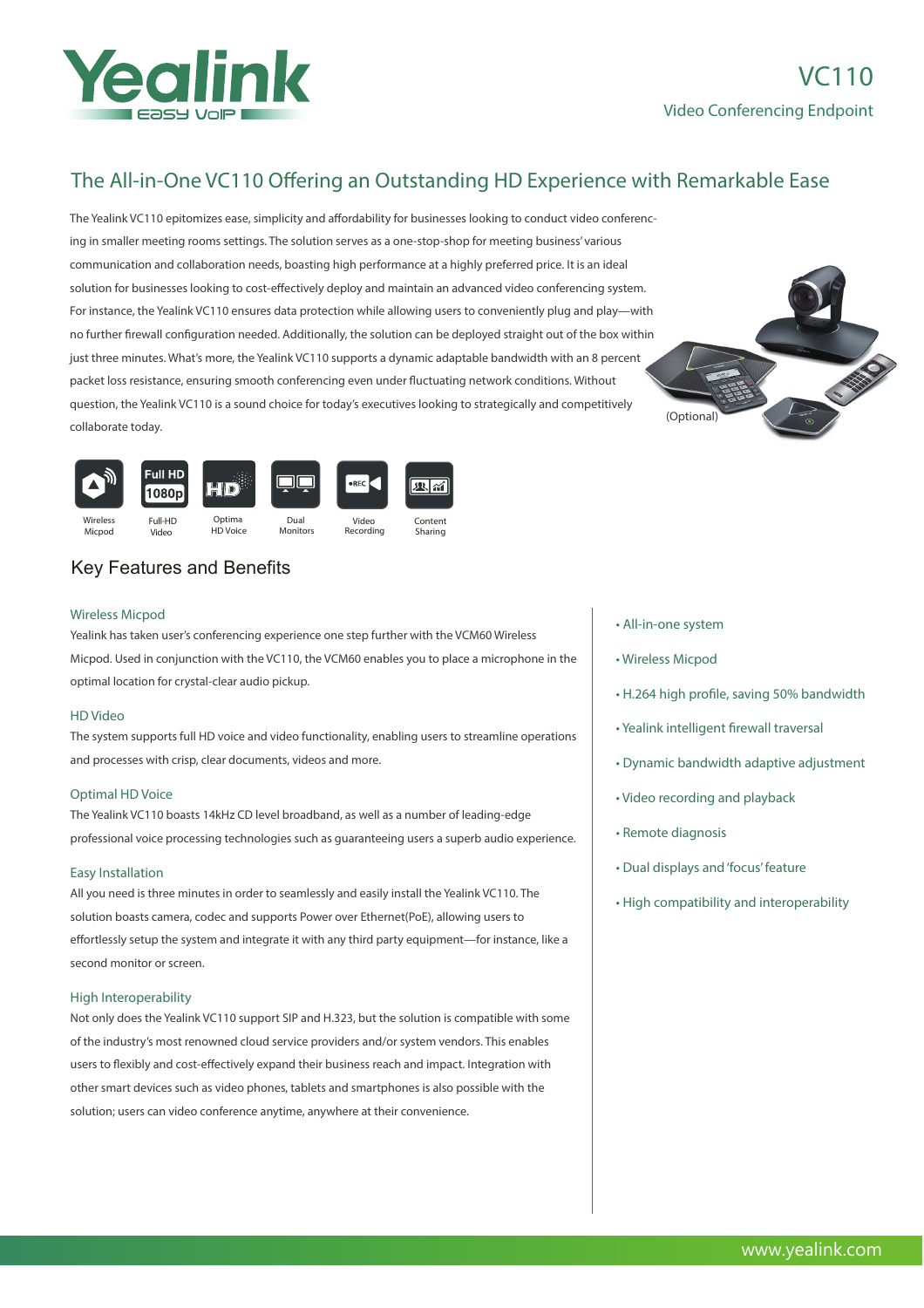# VC110

Video Conferencing Endpoint

## The All-in-One VC110 Offering an Outstanding HD Experience with Remarkable Ease

The Yealink VC110 epitomizes ease, simplicity and affordability for businesses looking to conduct video conferencing in smaller meeting rooms settings. The solution serves as a one-stop-shop for meeting business' various communication and collaboration needs, boasting high performance at a highly preferred price. It is an ideal solution for businesses looking to cost-effectively deploy and maintain an advanced video conferencing system. For instance, the Yealink VC110 ensures data protection while allowing users to conveniently plug and play—with no further firewall configuration needed. Additionally, the solution can be deployed straight out of the box within just three minutes. What's more, the Yealink VC110 supports a dynamic adaptable bandwidth with an 8 percent packet loss resistance, ensuring smooth conferencing even under fluctuating network conditions. Without question, the Yealink VC110 is a sound choice for today's executives looking to strategically and competitively collaborate today.

(Optional)

Wireless Micpod | Full-HD Video | Optima HD Voice | Dual Monitors | Video Recording | Content Sharing

## Key Features and Benefits

### Wireless Micpod

Yealink has taken user's conferencing experience one step further with the VCM60 Wireless Micpod. Used in conjunction with the VC110, the VCM60 enables you to place a microphone in the optimal location for crystal-clear audio pickup.

### HD Video

The system supports full HD voice and video functionality, enabling users to streamline operations and processes with crisp, clear documents, videos and more.

### Optimal HD Voice

The Yealink VC110 boasts 14kHz CD level broadband, as well as a number of leading-edge professional voice processing technologies such as guaranteeing users a superb audio experience.

### Easy Installation

All you need is three minutes in order to seamlessly and easily install the Yealink VC110. The solution boasts camera, codec and supports Power over Ethernet(PoE), allowing users to effortlessly setup the system and integrate it with any third party equipment—for instance, like a second monitor or screen.

### High Interoperability

Not only does the Yealink VC110 support SIP and H.323, but the solution is compatible with some of the industry's most renowned cloud service providers and/or system vendors. This enables users to flexibly and cost-effectively expand their business reach and impact. Integration with other smart devices such as video phones, tablets and smartphones is also possible with the solution; users can video conference anytime, anywhere at their convenience.

- All-in-one system
- Wireless Micpod
- H.264 high profile, saving 50% bandwidth
- Yealink intelligent firewall traversal
- Dynamic bandwidth adaptive adjustment
- Video recording and playback
- Remote diagnosis
- Dual displays and 'focus' feature
- High compatibility and interoperability

www.yealink.com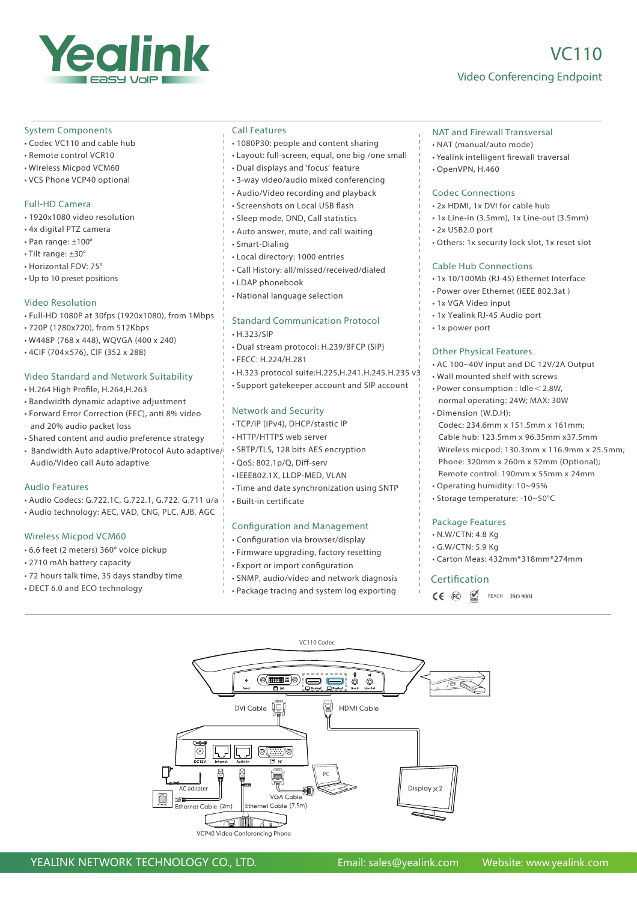# VC110

## Video Conferencing Endpoint

### System Components

- Codec VC110 and cable hub
- Remote control VCR10
- Wireless Micpod VCM60
- VCS Phone VCP40 optional

### Full-HD Camera

- 1920x1080 video resolution
- 4x digital PTZ camera
- Pan range: ±100°
- Tilt range: ±30°
- Horizontal FOV: 75°
- Up to 10 preset positions

### Video Resolution

- Full-HD 1080P at 30fps (1920x1080), from 1Mbps
- 720P (1280x720), from 512Kbps
- W448P (768 x 448), WQVGA (400 x 240)
- 4CIF (704×576), CIF (352 x 288)

### Video Standard and Network Suitability

- H.264 High Profile, H.264,H.263
- Bandwidth dynamic adaptive adjustment
- Forward Error Correction (FEC), anti 8% video and 20% audio packet loss
- Shared content and audio preference strategy
- Bandwidth Auto adaptive/Protocol Auto adaptive/ Audio/Video call Auto adaptive

### Audio Features

- Audio Codecs: G.722.1C, G.722.1, G.722, G.711 u/a
- Audio technology: AEC, VAD, CNG, PLC, AJB, AGC

### Wireless Micpod VCM60

- 6.6 feet (2 meters) 360° voice pickup
- 2710 mAh battery capacity
- 72 hours talk time, 35 days standby time
- DECT 6.0 and ECO technology

### Call Features

- 1080P30: people and content sharing
- Layout: full-screen, equal, one big /one small
- Dual displays and 'focus' feature
- 3-way video/audio mixed conferencing
- Audio/Video recording and playback
- Screenshots on Local USB flash
- Sleep mode, DND, Call statistics
- Auto answer, mute, and call waiting
- Smart-Dialing
- Local directory: 1000 entries
- Call History: all/missed/received/dialed
- LDAP phonebook
- National language selection

### Standard Communication Protocol

- H.323/SIP
- Dual stream protocol: H.239/BFCP (SIP)
- FECC: H.224/H.281
- H.323 protocol suite:H.225,H.241,H.245,H.235 v3
- Support gatekeeper account and SIP account

### Network and Security

- TCP/IP (IPv4), DHCP/static IP
- HTTP/HTTPS web server
- SRTP/TLS, 128 bits AES encryption
- QoS: 802.1p/Q, Diff-serv
- IEEE802.1X, LLDP-MED, VLAN
- Time and date synchronization using SNTP
- Built-in certificate

### Configuration and Management

- Configuration via browser/display
- Firmware upgrading, factory resetting
- Export or import configuration
- SNMP, audio/video and network diagnosis
- Package tracing and system log exporting

### NAT and Firewall Transversal

- NAT (manual/auto mode)
- Yealink intelligent firewall traversal
- OpenVPN, H.460

### Codec Connections

- 2x HDMI, 1x DVI for cable hub
- 1x Line-in (3.5mm), 1x Line-out (3.5mm)
- 2x USB2.0 port
- Others: 1x security lock slot, 1x reset slot

### Cable Hub Connections

- 1x 10/100Mb (RJ-45) Ethernet Interface
- Power over Ethernet (IEEE 802.3at )
- 1x VGA Video input
- 1x Yealink RJ-45 Audio port
- 1x power port

### Other Physical Features

- AC 100~40V input and DC 12V/2A Output
- Wall mounted shelf with screws
- Power consumption : Idle＜2.8W, normal operating: 24W; MAX: 30W
- Dimension (W.D.H):
  Codec: 234.6mm x 151.5mm x 161mm;
  Cable hub: 123.5mm x 96.35mm x37.5mm
  Wireless micpod: 130.3mm x 116.9mm x 25.5mm;
  Phone: 320mm x 260m x 52mm (Optional);
  Remote control: 190mm x 55mm x 24mm
- Operating humidity: 10~95%
- Storage temperature: -10~50°C

### Package Features

- N.W/CTN: 4.8 Kg
- G.W/CTN: 5.9 Kg
- Carton Meas: 432mm*318mm*274mm

### Certification

CE FC REACH ISO 9001

VC110 Codec

DVI Cable

HDMI Cable

AC adapter

PC

Display ×2

VGA Cable

Ethernet Cable (2m)

Ethernet Cable (7.5m)

VCP40 Video Conferencing Phone

YEALINK NETWORK TECHNOLOGY CO., LTD. Email: sales@yealink.com Website: www.yealink.com